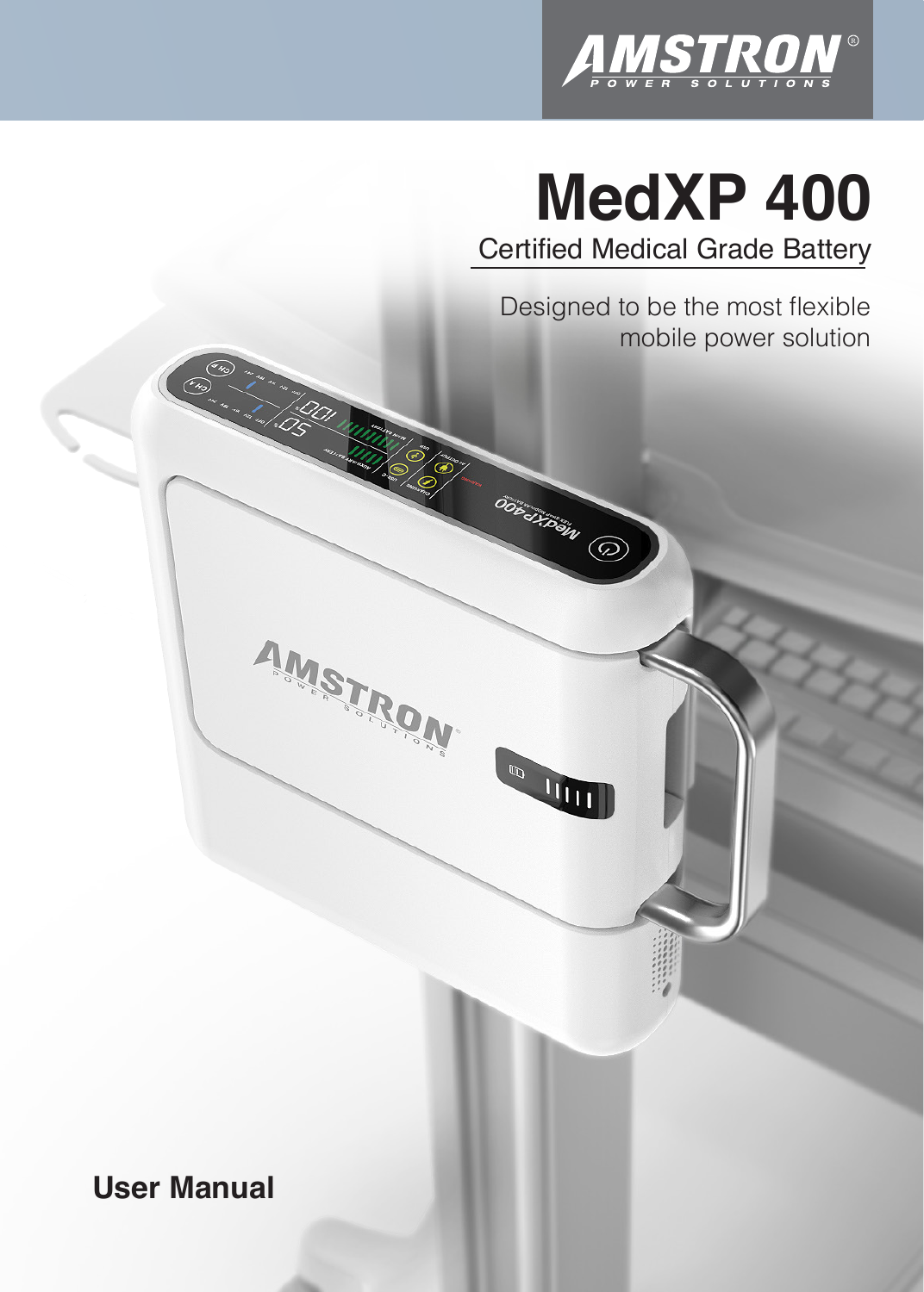AMSTRON®
POWER SOLUTIONS

# MedXP 400

## Certified Medical Grade Battery

Designed to be the most flexible mobile power solution

**User Manual**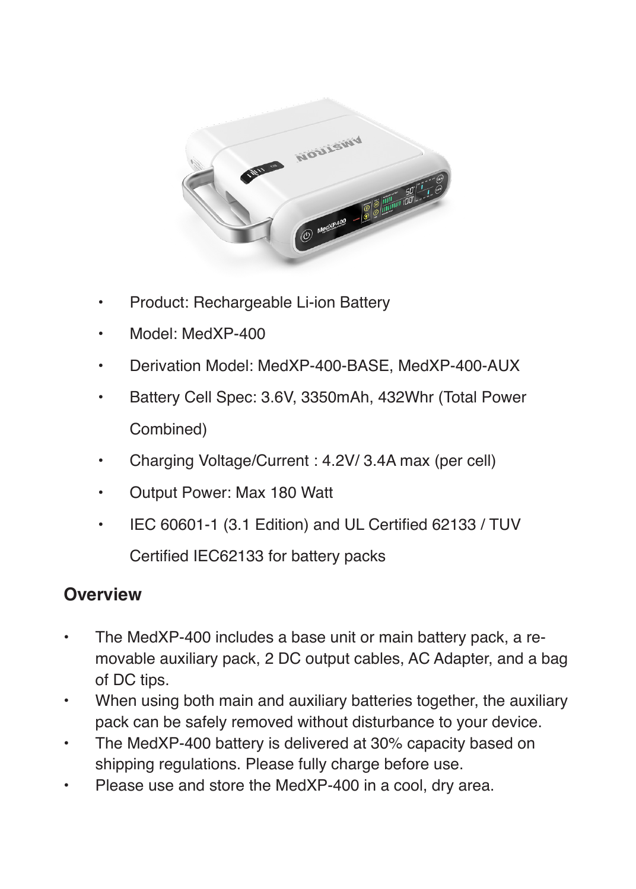- Product: Rechargeable Li-ion Battery
- Model: MedXP-400
- Derivation Model: MedXP-400-BASE, MedXP-400-AUX
- Battery Cell Spec: 3.6V, 3350mAh, 432Whr (Total Power Combined)
- Charging Voltage/Current : 4.2V/ 3.4A max (per cell)
- Output Power: Max 180 Watt
- IEC 60601-1 (3.1 Edition) and UL Certified 62133 / TUV Certified IEC62133 for battery packs

## Overview

- The MedXP-400 includes a base unit or main battery pack, a removable auxiliary pack, 2 DC output cables, AC Adapter, and a bag of DC tips.
- When using both main and auxiliary batteries together, the auxiliary pack can be safely removed without disturbance to your device.
- The MedXP-400 battery is delivered at 30% capacity based on shipping regulations. Please fully charge before use.
- Please use and store the MedXP-400 in a cool, dry area.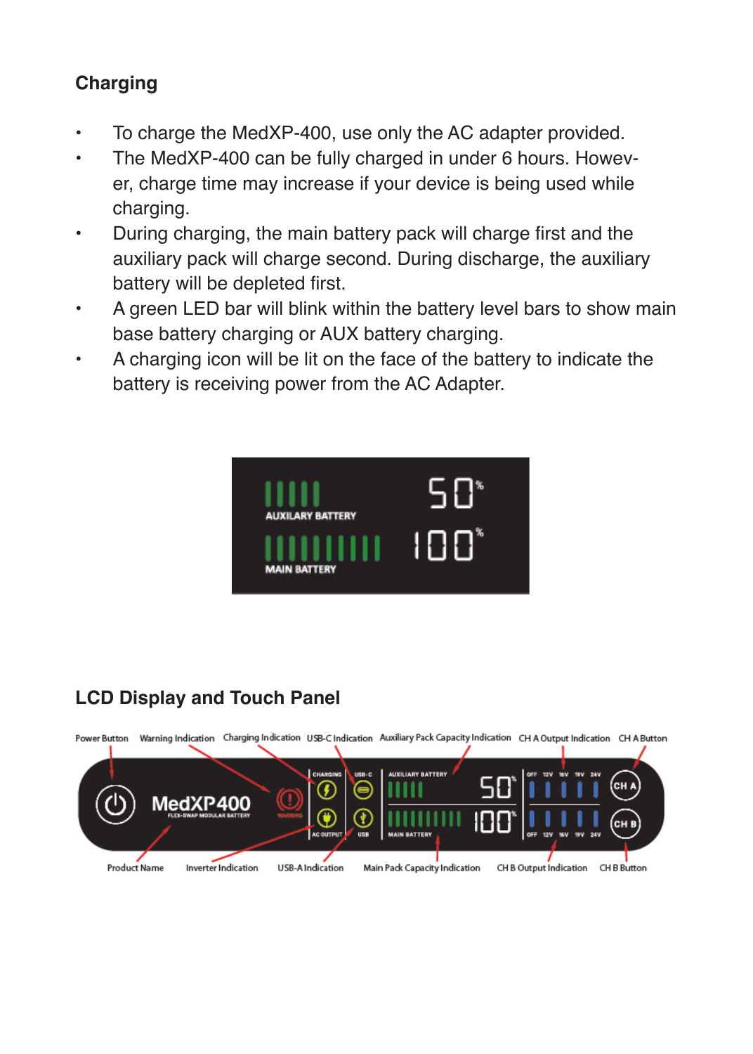## Charging

- To charge the MedXP-400, use only the AC adapter provided.
- The MedXP-400 can be fully charged in under 6 hours. However, charge time may increase if your device is being used while charging.
- During charging, the main battery pack will charge first and the auxiliary pack will charge second. During discharge, the auxiliary battery will be depleted first.
- A green LED bar will blink within the battery level bars to show main base battery charging or AUX battery charging.
- A charging icon will be lit on the face of the battery to indicate the battery is receiving power from the AC Adapter.

## LCD Display and Touch Panel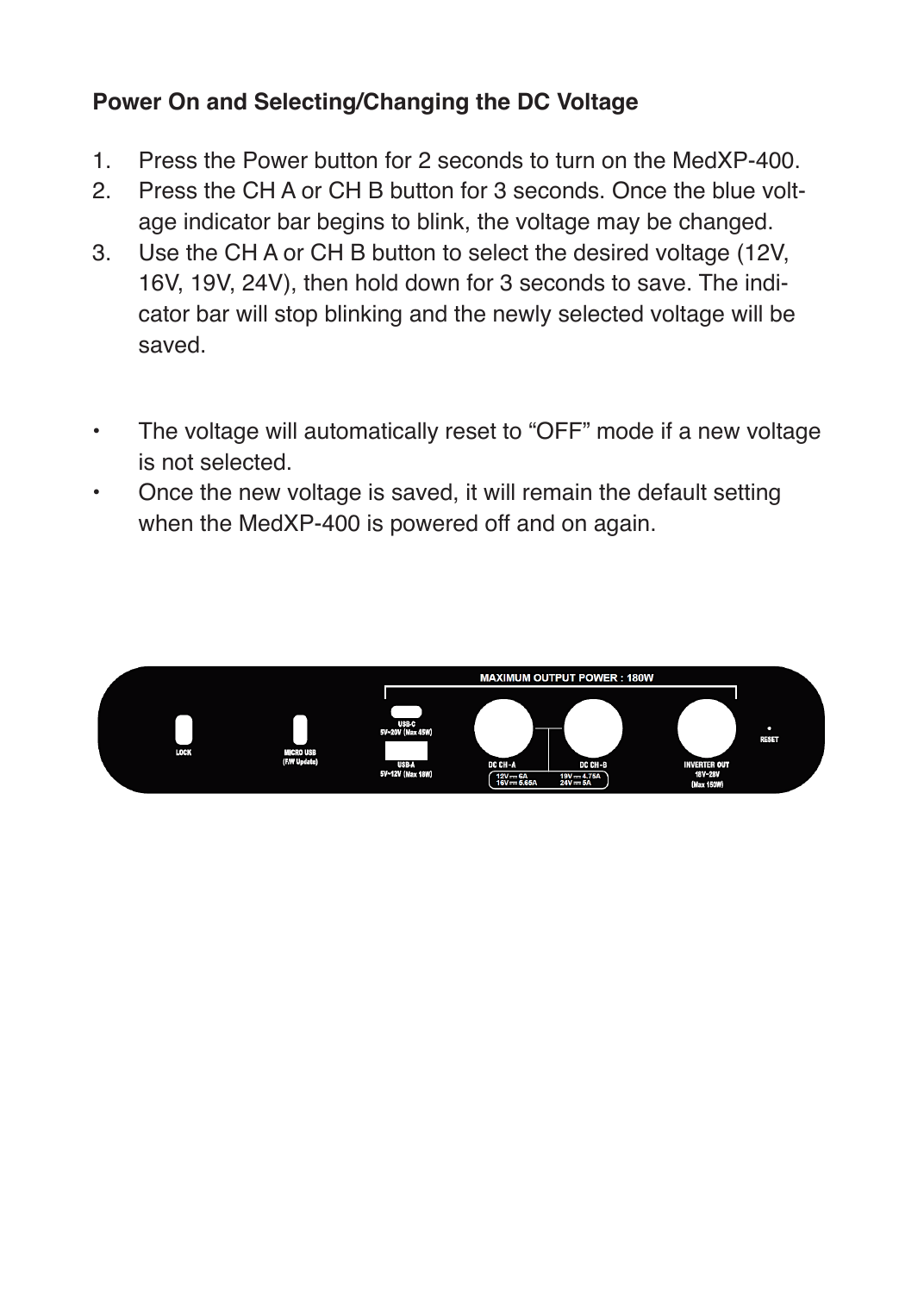**Power On and Selecting/Changing the DC Voltage**

1. Press the Power button for 2 seconds to turn on the MedXP-400.
2. Press the CH A or CH B button for 3 seconds. Once the blue voltage indicator bar begins to blink, the voltage may be changed.
3. Use the CH A or CH B button to select the desired voltage (12V, 16V, 19V, 24V), then hold down for 3 seconds to save. The indicator bar will stop blinking and the newly selected voltage will be saved.

- The voltage will automatically reset to “OFF” mode if a new voltage is not selected.
- Once the new voltage is saved, it will remain the default setting when the MedXP-400 is powered off and on again.

MAXIMUM OUTPUT POWER : 180W

LOCK

MICRO USB (F/W Update)

USB-C 5V~20V (Max 45W)

USB-A 5V~12V (Max 18W)

DC CH-A

DC CH-B

12V ⎓ 6A
16V ⎓ 5.65A
19V ⎓ 4.75A
24V ⎓ 5A

INVERTER OUT 18V~28V (Max 150W)

RESET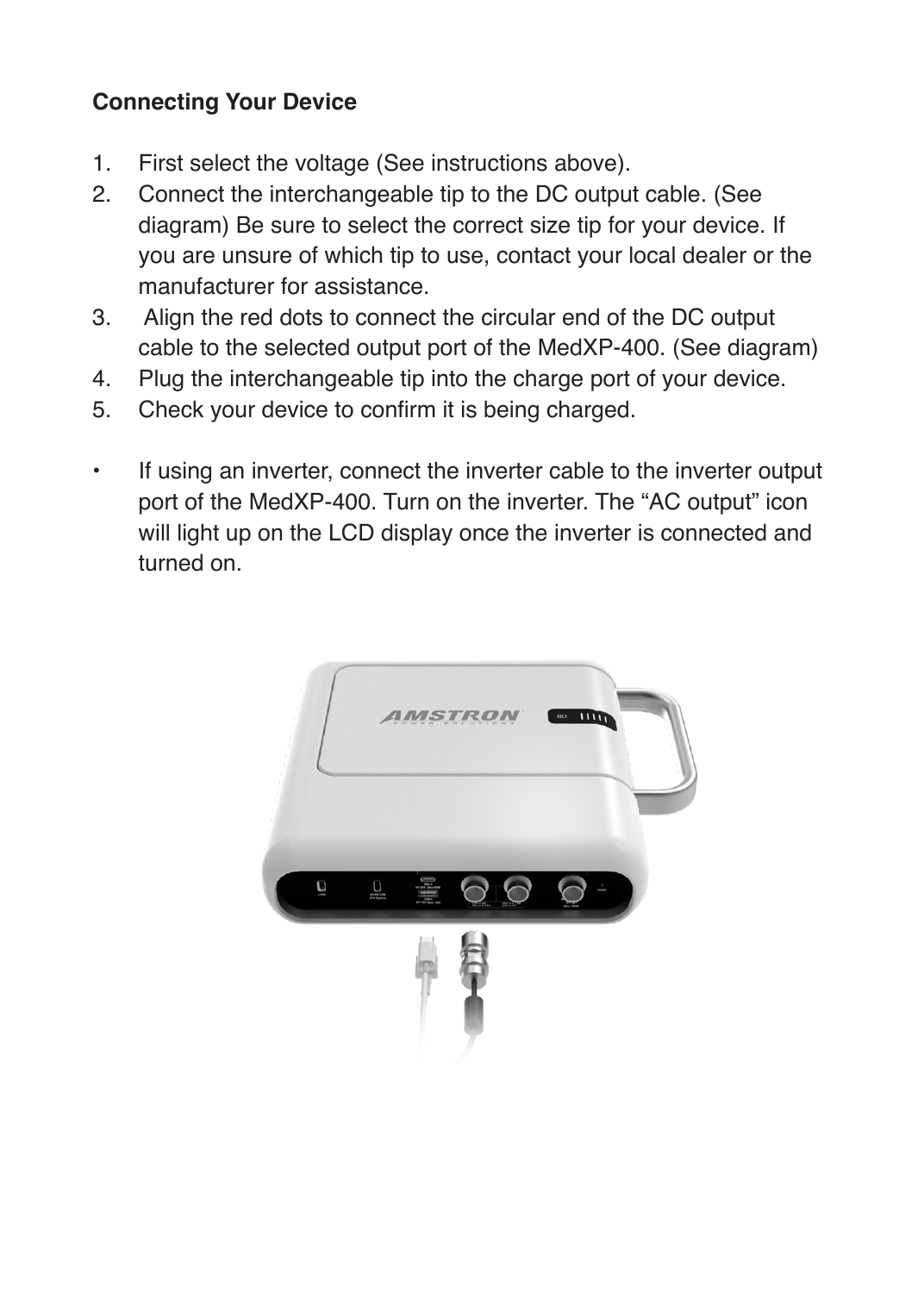**Connecting Your Device**

1. First select the voltage (See instructions above).
2. Connect the interchangeable tip to the DC output cable. (See diagram) Be sure to select the correct size tip for your device. If you are unsure of which tip to use, contact your local dealer or the manufacturer for assistance.
3. Align the red dots to connect the circular end of the DC output cable to the selected output port of the MedXP-400. (See diagram)
4. Plug the interchangeable tip into the charge port of your device.
5. Check your device to confirm it is being charged.

- If using an inverter, connect the inverter cable to the inverter output port of the MedXP-400. Turn on the inverter. The "AC output" icon will light up on the LCD display once the inverter is connected and turned on.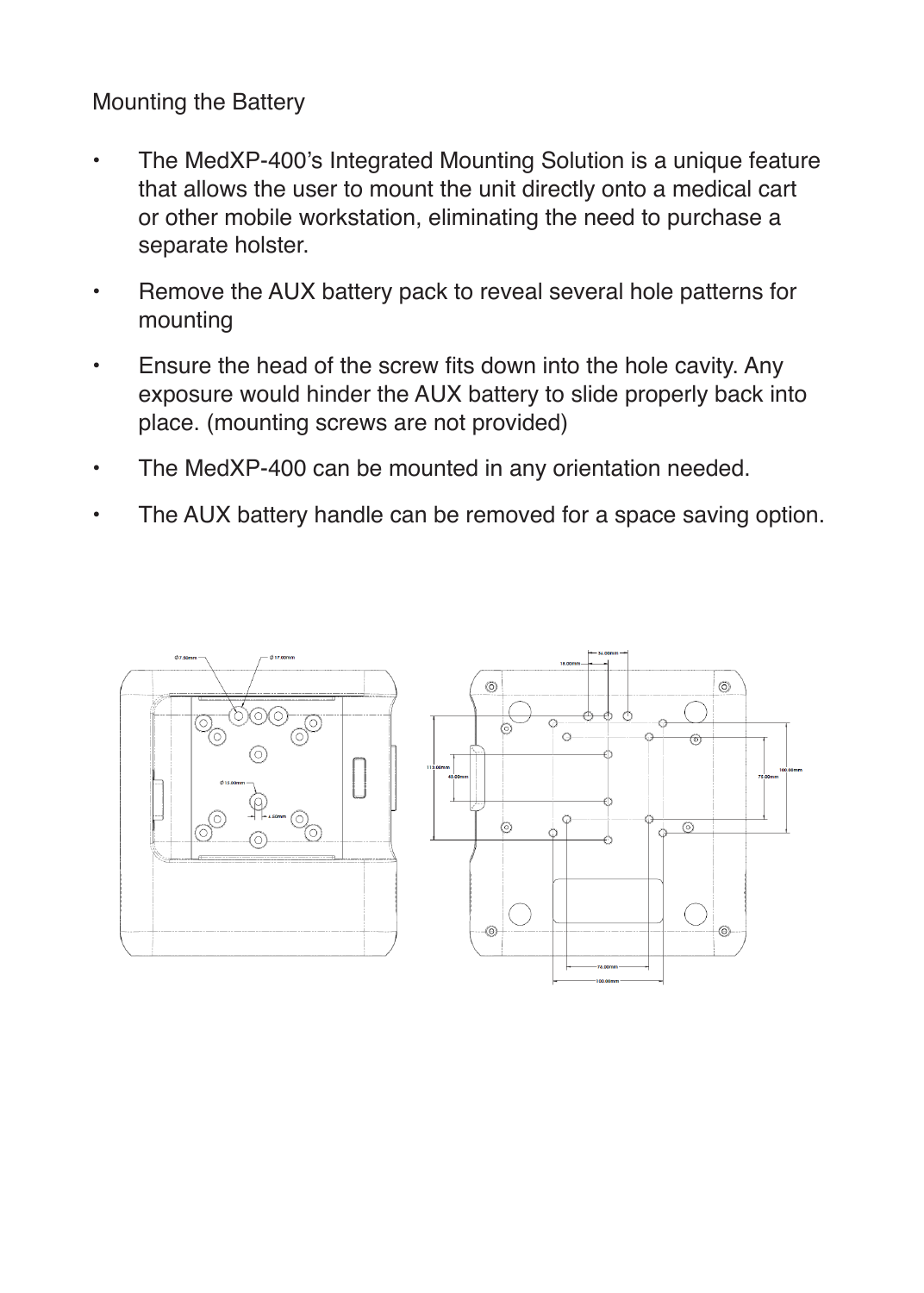Mounting the Battery

- The MedXP-400's Integrated Mounting Solution is a unique feature that allows the user to mount the unit directly onto a medical cart or other mobile workstation, eliminating the need to purchase a separate holster.
- Remove the AUX battery pack to reveal several hole patterns for mounting
- Ensure the head of the screw fits down into the hole cavity. Any exposure would hinder the AUX battery to slide properly back into place. (mounting screws are not provided)
- The MedXP-400 can be mounted in any orientation needed.
- The AUX battery handle can be removed for a space saving option.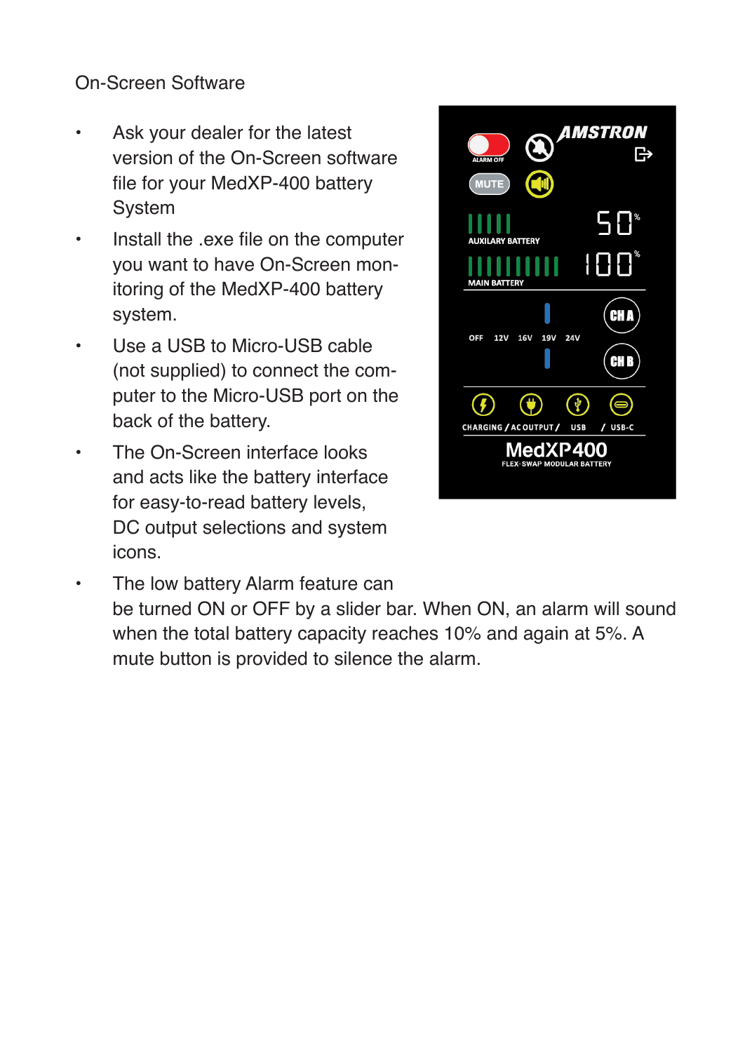On-Screen Software

- Ask your dealer for the latest version of the On-Screen software file for your MedXP-400 battery System
- Install the .exe file on the computer you want to have On-Screen monitoring of the MedXP-400 battery system.
- Use a USB to Micro-USB cable (not supplied) to connect the computer to the Micro-USB port on the back of the battery.
- The On-Screen interface looks and acts like the battery interface for easy-to-read battery levels, DC output selections and system icons.
- The low battery Alarm feature can be turned ON or OFF by a slider bar. When ON, an alarm will sound when the total battery capacity reaches 10% and again at 5%. A mute button is provided to silence the alarm.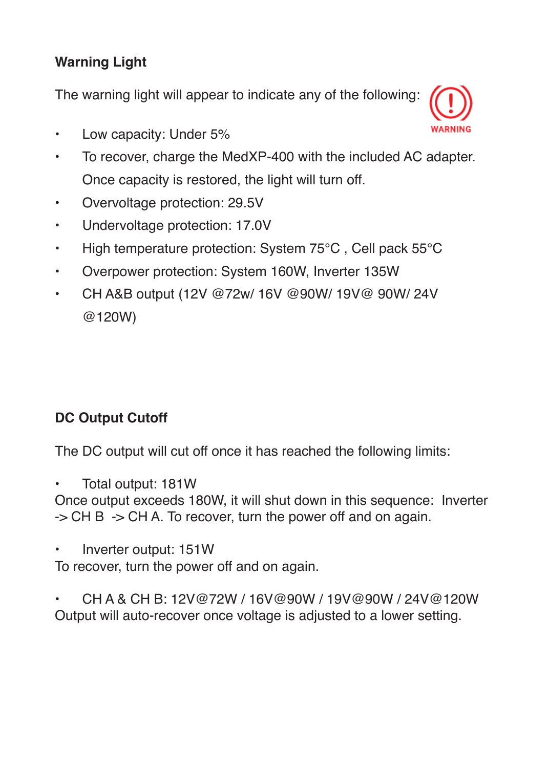## Warning Light

The warning light will appear to indicate any of the following:

WARNING

- Low capacity: Under 5%
- To recover, charge the MedXP-400 with the included AC adapter. Once capacity is restored, the light will turn off.
- Overvoltage protection: 29.5V
- Undervoltage protection: 17.0V
- High temperature protection: System 75°C , Cell pack 55°C
- Overpower protection: System 160W, Inverter 135W
- CH A&B output (12V @72w/ 16V @90W/ 19V@ 90W/ 24V @120W)

## DC Output Cutoff

The DC output will cut off once it has reached the following limits:

- Total output: 181W

Once output exceeds 180W, it will shut down in this sequence: Inverter -> CH B -> CH A. To recover, turn the power off and on again.

- Inverter output: 151W

To recover, turn the power off and on again.

- CH A & CH B: 12V@72W / 16V@90W / 19V@90W / 24V@120W

Output will auto-recover once voltage is adjusted to a lower setting.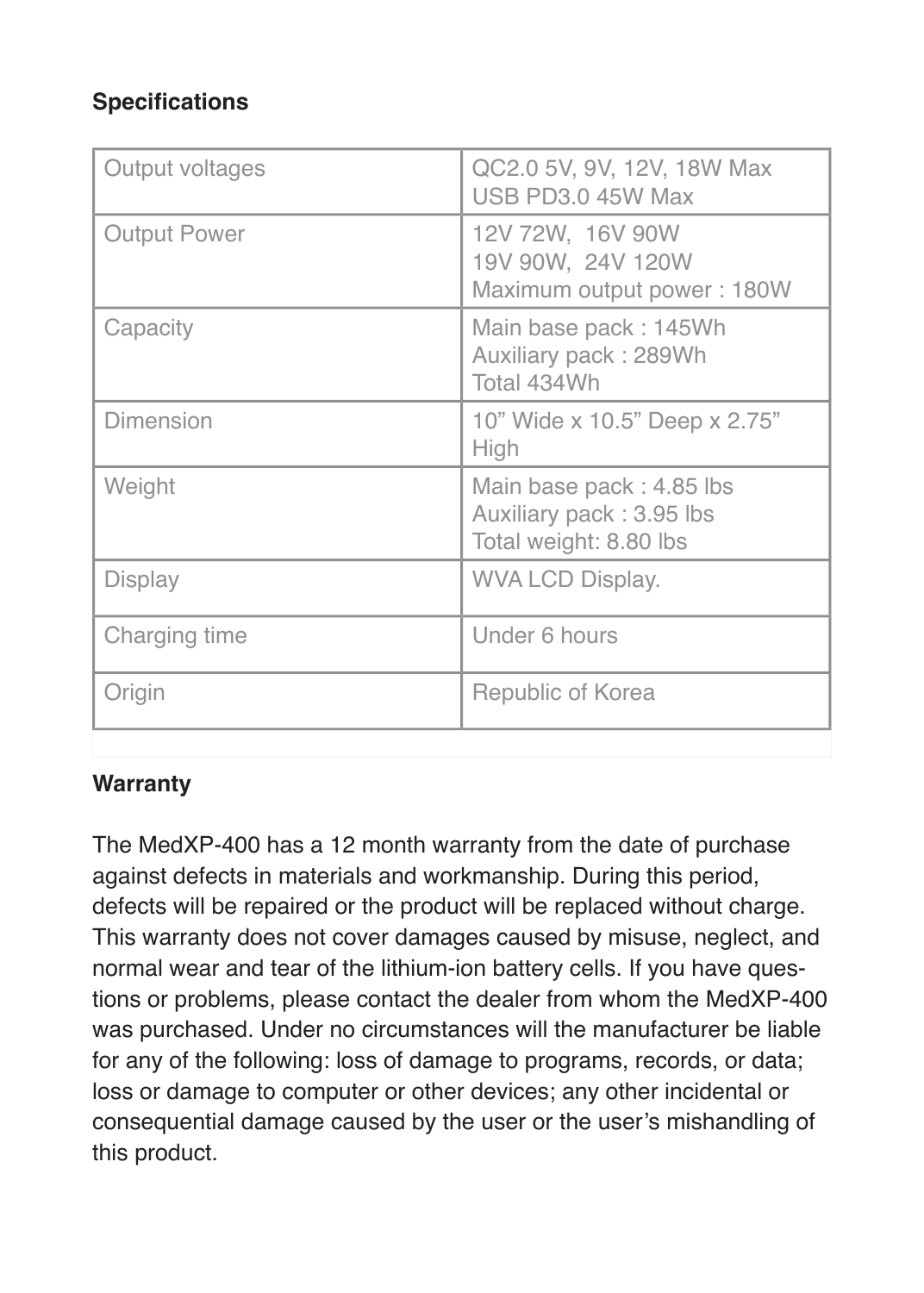**Specifications**

| | |
|---|---|
| Output voltages | QC2.0 5V, 9V, 12V, 18W Max<br>USB PD3.0 45W Max |
| Output Power | 12V 72W, 16V 90W<br>19V 90W, 24V 120W<br>Maximum output power : 180W |
| Capacity | Main base pack : 145Wh<br>Auxiliary pack : 289Wh<br>Total 434Wh |
| Dimension | 10” Wide x 10.5” Deep x 2.75” High |
| Weight | Main base pack : 4.85 lbs<br>Auxiliary pack : 3.95 lbs<br>Total weight: 8.80 lbs |
| Display | WVA LCD Display. |
| Charging time | Under 6 hours |
| Origin | Republic of Korea |

**Warranty**

The MedXP-400 has a 12 month warranty from the date of purchase against defects in materials and workmanship. During this period, defects will be repaired or the product will be replaced without charge. This warranty does not cover damages caused by misuse, neglect, and normal wear and tear of the lithium-ion battery cells. If you have questions or problems, please contact the dealer from whom the MedXP-400 was purchased. Under no circumstances will the manufacturer be liable for any of the following: loss of damage to programs, records, or data; loss or damage to computer or other devices; any other incidental or consequential damage caused by the user or the user’s mishandling of this product.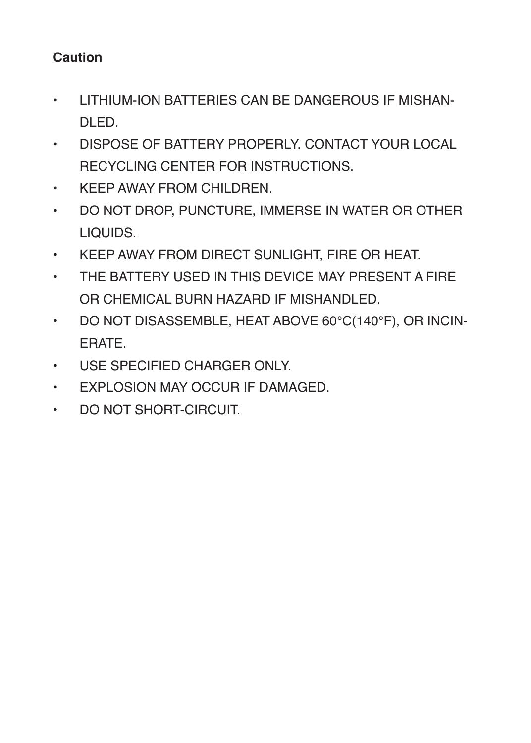**Caution**

- LITHIUM-ION BATTERIES CAN BE DANGEROUS IF MISHANDLED.
- DISPOSE OF BATTERY PROPERLY. CONTACT YOUR LOCAL RECYCLING CENTER FOR INSTRUCTIONS.
- KEEP AWAY FROM CHILDREN.
- DO NOT DROP, PUNCTURE, IMMERSE IN WATER OR OTHER LIQUIDS.
- KEEP AWAY FROM DIRECT SUNLIGHT, FIRE OR HEAT.
- THE BATTERY USED IN THIS DEVICE MAY PRESENT A FIRE OR CHEMICAL BURN HAZARD IF MISHANDLED.
- DO NOT DISASSEMBLE, HEAT ABOVE 60°C(140°F), OR INCINERATE.
- USE SPECIFIED CHARGER ONLY.
- EXPLOSION MAY OCCUR IF DAMAGED.
- DO NOT SHORT-CIRCUIT.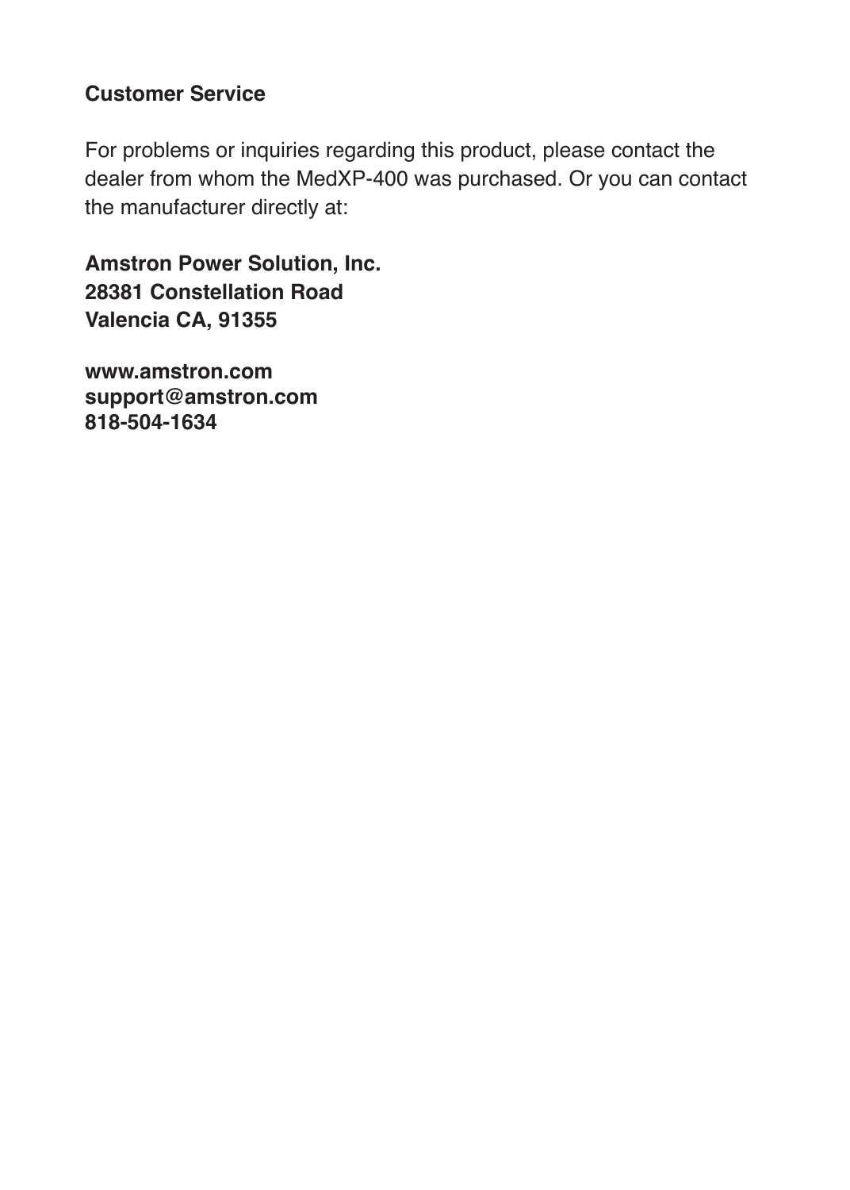## Customer Service

For problems or inquiries regarding this product, please contact the dealer from whom the MedXP-400 was purchased. Or you can contact the manufacturer directly at:

**Amstron Power Solution, Inc.**
**28381 Constellation Road**
**Valencia CA, 91355**

**www.amstron.com**
**support@amstron.com**
**818-504-1634**